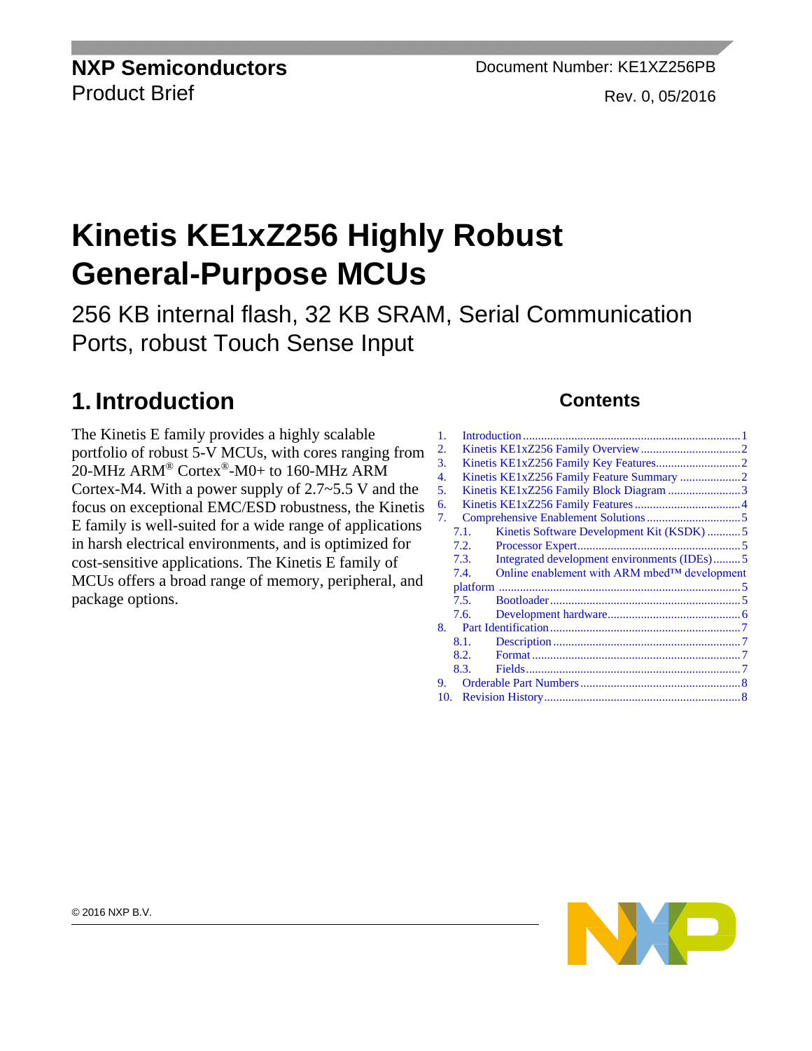NXP Semiconductors
Product Brief

Document Number: KE1XZ256PB
Rev. 0, 05/2016

# Kinetis KE1xZ256 Highly Robust General-Purpose MCUs

256 KB internal flash, 32 KB SRAM, Serial Communication Ports, robust Touch Sense Input

## 1. Introduction

The Kinetis E family provides a highly scalable portfolio of robust 5-V MCUs, with cores ranging from 20-MHz ARM® Cortex®-M0+ to 160-MHz ARM Cortex-M4. With a power supply of 2.7~5.5 V and the focus on exceptional EMC/ESD robustness, the Kinetis E family is well-suited for a wide range of applications in harsh electrical environments, and is optimized for cost-sensitive applications. The Kinetis E family of MCUs offers a broad range of memory, peripheral, and package options.

### Contents

1. Introduction ........ 1
2. Kinetis KE1xZ256 Family Overview ........ 2
3. Kinetis KE1xZ256 Family Key Features ........ 2
4. Kinetis KE1xZ256 Family Feature Summary ........ 2
5. Kinetis KE1xZ256 Family Block Diagram ........ 3
6. Kinetis KE1xZ256 Family Features ........ 4
7. Comprehensive Enablement Solutions ........ 5
   - 7.1. Kinetis Software Development Kit (KSDK) ........ 5
   - 7.2. Processor Expert ........ 5
   - 7.3. Integrated development environments (IDEs) ........ 5
   - 7.4. Online enablement with ARM mbed™ development platform ........ 5
   - 7.5. Bootloader ........ 5
   - 7.6. Development hardware ........ 6
8. Part Identification ........ 7
   - 8.1. Description ........ 7
   - 8.2. Format ........ 7
   - 8.3. Fields ........ 7
9. Orderable Part Numbers ........ 8
10. Revision History ........ 8

© 2016 NXP B.V.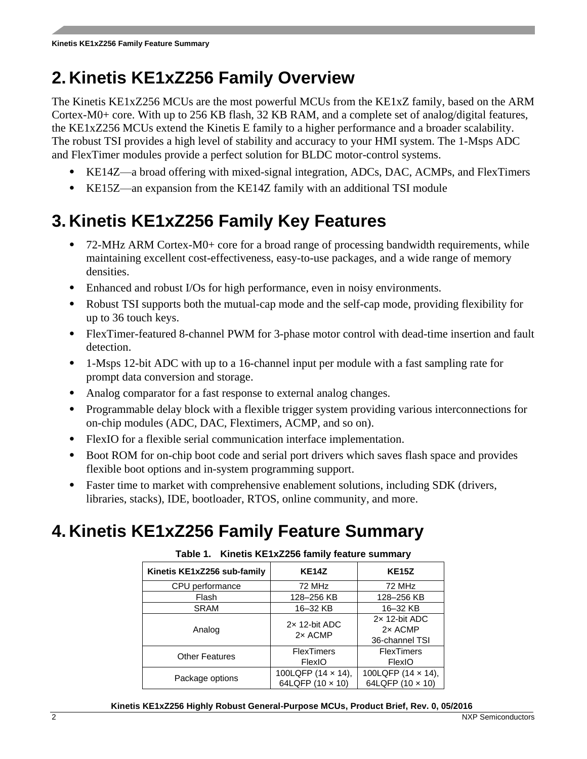# 2. Kinetis KE1xZ256 Family Overview

The Kinetis KE1xZ256 MCUs are the most powerful MCUs from the KE1xZ family, based on the ARM Cortex-M0+ core. With up to 256 KB flash, 32 KB RAM, and a complete set of analog/digital features, the KE1xZ256 MCUs extend the Kinetis E family to a higher performance and a broader scalability. The robust TSI provides a high level of stability and accuracy to your HMI system. The 1-Msps ADC and FlexTimer modules provide a perfect solution for BLDC motor-control systems.

- KE14Z—a broad offering with mixed-signal integration, ADCs, DAC, ACMPs, and FlexTimers
- KE15Z—an expansion from the KE14Z family with an additional TSI module

# 3. Kinetis KE1xZ256 Family Key Features

- 72-MHz ARM Cortex-M0+ core for a broad range of processing bandwidth requirements, while maintaining excellent cost-effectiveness, easy-to-use packages, and a wide range of memory densities.
- Enhanced and robust I/Os for high performance, even in noisy environments.
- Robust TSI supports both the mutual-cap mode and the self-cap mode, providing flexibility for up to 36 touch keys.
- FlexTimer-featured 8-channel PWM for 3-phase motor control with dead-time insertion and fault detection.
- 1-Msps 12-bit ADC with up to a 16-channel input per module with a fast sampling rate for prompt data conversion and storage.
- Analog comparator for a fast response to external analog changes.
- Programmable delay block with a flexible trigger system providing various interconnections for on-chip modules (ADC, DAC, Flextimers, ACMP, and so on).
- FlexIO for a flexible serial communication interface implementation.
- Boot ROM for on-chip boot code and serial port drivers which saves flash space and provides flexible boot options and in-system programming support.
- Faster time to market with comprehensive enablement solutions, including SDK (drivers, libraries, stacks), IDE, bootloader, RTOS, online community, and more.

# 4. Kinetis KE1xZ256 Family Feature Summary

**Table 1. Kinetis KE1xZ256 family feature summary**

| Kinetis KE1xZ256 sub-family | KE14Z | KE15Z |
|---|---|---|
| CPU performance | 72 MHz | 72 MHz |
| Flash | 128–256 KB | 128–256 KB |
| SRAM | 16–32 KB | 16–32 KB |
| Analog | 2× 12-bit ADC<br>2× ACMP | 2× 12-bit ADC<br>2× ACMP<br>36-channel TSI |
| Other Features | FlexTimers<br>FlexIO | FlexTimers<br>FlexIO |
| Package options | 100LQFP (14 × 14),<br>64LQFP (10 × 10) | 100LQFP (14 × 14),<br>64LQFP (10 × 10) |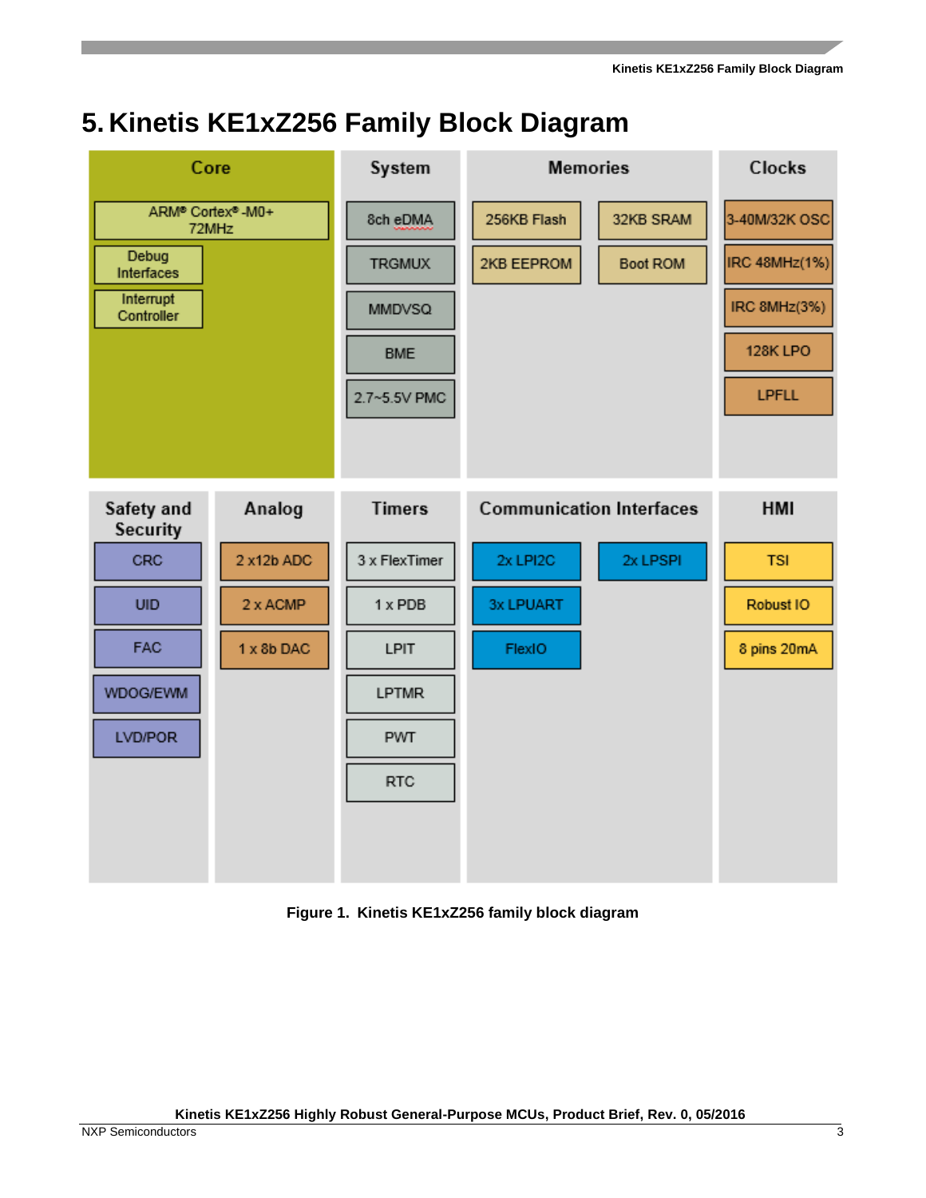# 5. Kinetis KE1xZ256 Family Block Diagram

| Core | System | Memories | | Clocks |
| --- | --- | --- | --- | --- |
| ARM® Cortex® -M0+ 72MHz | 8ch eDMA | 256KB Flash | 32KB SRAM | 3-40M/32K OSC |
| Debug Interfaces | TRGMUX | 2KB EEPROM | Boot ROM | IRC 48MHz(1%) |
| Interrupt Controller | MMDVSQ | | | IRC 8MHz(3%) |
| | BME | | | 128K LPO |
| | 2.7~5.5V PMC | | | LPFLL |

| Safety and Security | Analog | Timers | Communication Interfaces | | HMI |
| --- | --- | --- | --- | --- | --- |
| CRC | 2 x12b ADC | 3 x FlexTimer | 2x LPI2C | 2x LPSPI | TSI |
| UID | 2 x ACMP | 1 x PDB | 3x LPUART | | Robust IO |
| FAC | 1 x 8b DAC | LPIT | FlexIO | | 8 pins 20mA |
| WDOG/EWM | | LPTMR | | | |
| LVD/POR | | PWT | | | |
| | | RTC | | | |

**Figure 1. Kinetis KE1xZ256 family block diagram**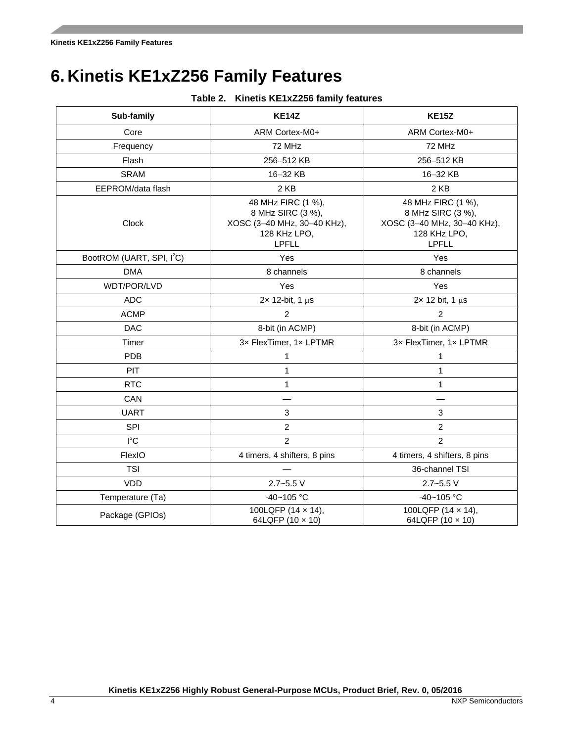# 6. Kinetis KE1xZ256 Family Features

Table 2. Kinetis KE1xZ256 family features

| Sub-family | KE14Z | KE15Z |
|---|---|---|
| Core | ARM Cortex-M0+ | ARM Cortex-M0+ |
| Frequency | 72 MHz | 72 MHz |
| Flash | 256–512 KB | 256–512 KB |
| SRAM | 16–32 KB | 16–32 KB |
| EEPROM/data flash | 2 KB | 2 KB |
| Clock | 48 MHz FIRC (1 %),<br>8 MHz SIRC (3 %),<br>XOSC (3–40 MHz, 30–40 KHz),<br>128 KHz LPO,<br>LPFLL | 48 MHz FIRC (1 %),<br>8 MHz SIRC (3 %),<br>XOSC (3–40 MHz, 30–40 KHz),<br>128 KHz LPO,<br>LPFLL |
| BootROM (UART, SPI, $I^2C$) | Yes | Yes |
| DMA | 8 channels | 8 channels |
| WDT/POR/LVD | Yes | Yes |
| ADC | 2× 12-bit, 1 μs | 2× 12 bit, 1 μs |
| ACMP | 2 | 2 |
| DAC | 8-bit (in ACMP) | 8-bit (in ACMP) |
| Timer | 3× FlexTimer, 1× LPTMR | 3× FlexTimer, 1× LPTMR |
| PDB | 1 | 1 |
| PIT | 1 | 1 |
| RTC | 1 | 1 |
| CAN | — | — |
| UART | 3 | 3 |
| SPI | 2 | 2 |
| $I^2C$ | 2 | 2 |
| FlexIO | 4 timers, 4 shifters, 8 pins | 4 timers, 4 shifters, 8 pins |
| TSI | — | 36-channel TSI |
| VDD | 2.7~5.5 V | 2.7~5.5 V |
| Temperature (Ta) | -40~105 °C | -40~105 °C |
| Package (GPIOs) | 100LQFP (14 × 14),<br>64LQFP (10 × 10) | 100LQFP (14 × 14),<br>64LQFP (10 × 10) |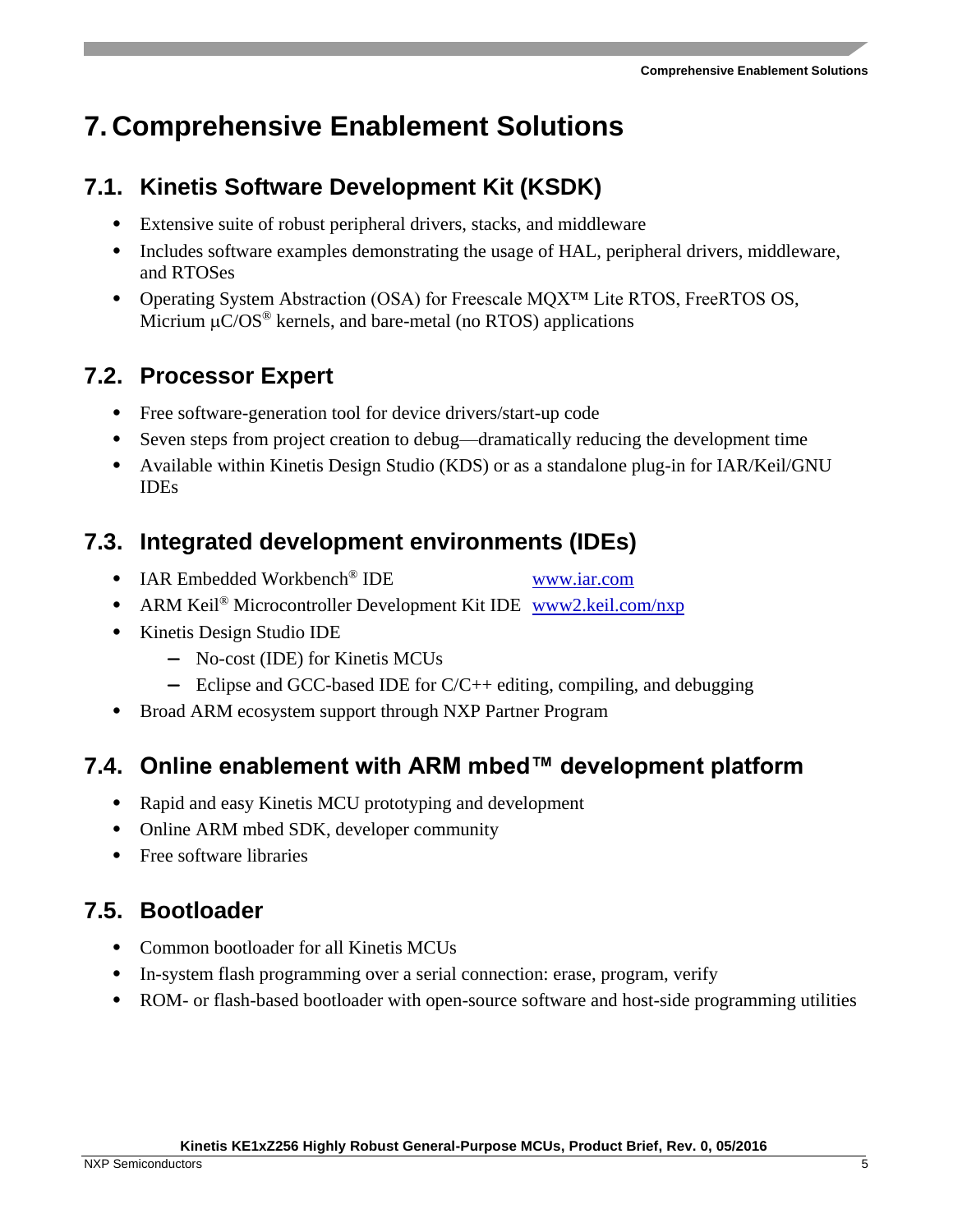# 7. Comprehensive Enablement Solutions

## 7.1. Kinetis Software Development Kit (KSDK)

- Extensive suite of robust peripheral drivers, stacks, and middleware
- Includes software examples demonstrating the usage of HAL, peripheral drivers, middleware, and RTOSes
- Operating System Abstraction (OSA) for Freescale MQX™ Lite RTOS, FreeRTOS OS, Micrium μC/OS® kernels, and bare-metal (no RTOS) applications

## 7.2. Processor Expert

- Free software-generation tool for device drivers/start-up code
- Seven steps from project creation to debug—dramatically reducing the development time
- Available within Kinetis Design Studio (KDS) or as a standalone plug-in for IAR/Keil/GNU IDEs

## 7.3. Integrated development environments (IDEs)

- IAR Embedded Workbench® IDE [www.iar.com](http://www.iar.com)
- ARM Keil® Microcontroller Development Kit IDE [www2.keil.com/nxp](http://www2.keil.com/nxp)
- Kinetis Design Studio IDE
  - No-cost (IDE) for Kinetis MCUs
  - Eclipse and GCC-based IDE for C/C++ editing, compiling, and debugging
- Broad ARM ecosystem support through NXP Partner Program

## 7.4. Online enablement with ARM mbed™ development platform

- Rapid and easy Kinetis MCU prototyping and development
- Online ARM mbed SDK, developer community
- Free software libraries

## 7.5. Bootloader

- Common bootloader for all Kinetis MCUs
- In-system flash programming over a serial connection: erase, program, verify
- ROM- or flash-based bootloader with open-source software and host-side programming utilities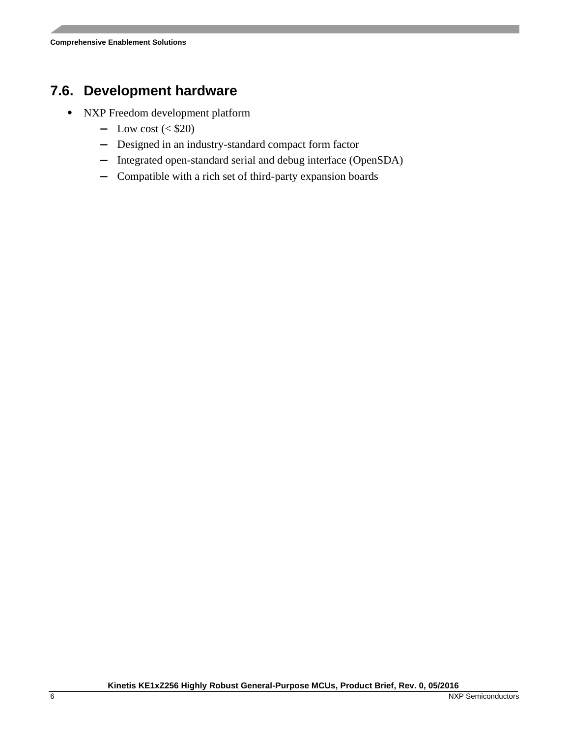## 7.6. Development hardware

- NXP Freedom development platform
  - Low cost (< $20)
  - Designed in an industry-standard compact form factor
  - Integrated open-standard serial and debug interface (OpenSDA)
  - Compatible with a rich set of third-party expansion boards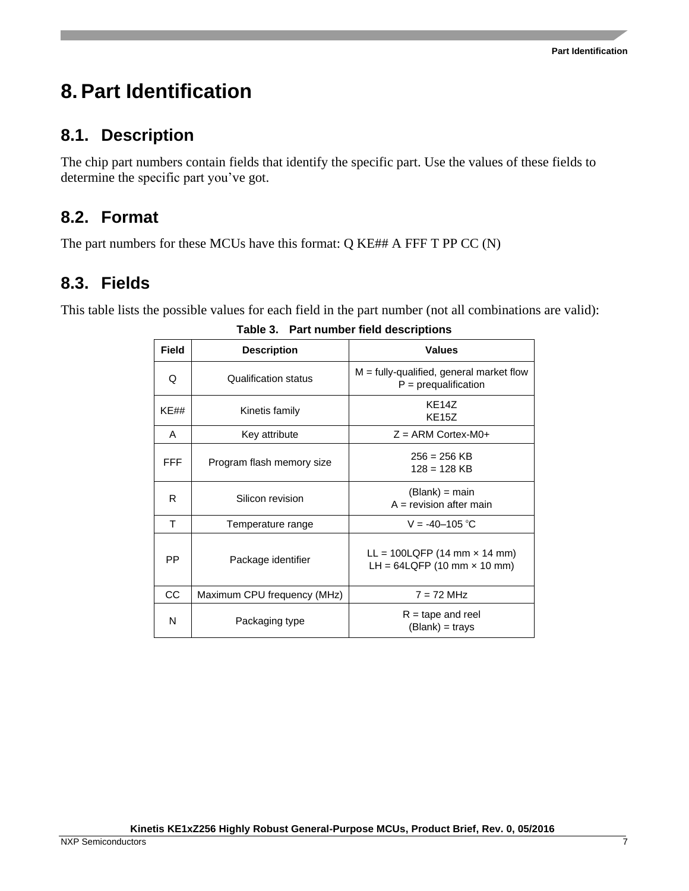# 8. Part Identification

## 8.1. Description

The chip part numbers contain fields that identify the specific part. Use the values of these fields to determine the specific part you've got.

## 8.2. Format

The part numbers for these MCUs have this format: Q KE## A FFF T PP CC (N)

## 8.3. Fields

This table lists the possible values for each field in the part number (not all combinations are valid):

**Table 3. Part number field descriptions**

| Field | Description | Values |
|---|---|---|
| Q | Qualification status | M = fully-qualified, general market flow<br>P = prequalification |
| KE## | Kinetis family | KE14Z<br>KE15Z |
| A | Key attribute | Z = ARM Cortex-M0+ |
| FFF | Program flash memory size | 256 = 256 KB<br>128 = 128 KB |
| R | Silicon revision | (Blank) = main<br>A = revision after main |
| T | Temperature range | V = -40–105 °C |
| PP | Package identifier | LL = 100LQFP (14 mm × 14 mm)<br>LH = 64LQFP (10 mm × 10 mm) |
| CC | Maximum CPU frequency (MHz) | 7 = 72 MHz |
| N | Packaging type | R = tape and reel<br>(Blank) = trays |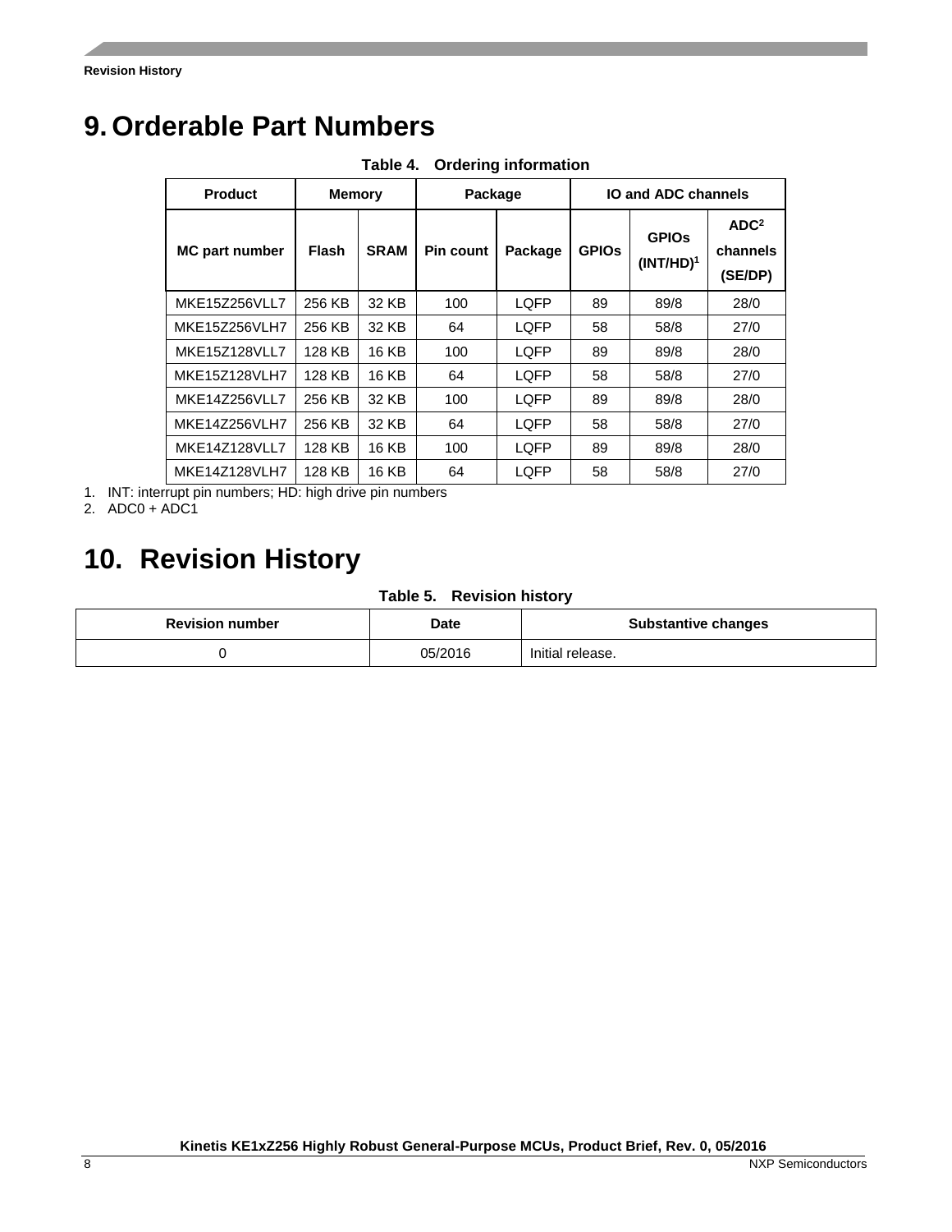# 9. Orderable Part Numbers

**Table 4. Ordering information**

| Product | Memory | | Package | | IO and ADC channels | | |
|---|---|---|---|---|---|---|---|
| MC part number | Flash | SRAM | Pin count | Package | GPIOs | GPIOs (INT/HD)[1] | ADC[2] channels (SE/DP) |
| MKE15Z256VLL7 | 256 KB | 32 KB | 100 | LQFP | 89 | 89/8 | 28/0 |
| MKE15Z256VLH7 | 256 KB | 32 KB | 64 | LQFP | 58 | 58/8 | 27/0 |
| MKE15Z128VLL7 | 128 KB | 16 KB | 100 | LQFP | 89 | 89/8 | 28/0 |
| MKE15Z128VLH7 | 128 KB | 16 KB | 64 | LQFP | 58 | 58/8 | 27/0 |
| MKE14Z256VLL7 | 256 KB | 32 KB | 100 | LQFP | 89 | 89/8 | 28/0 |
| MKE14Z256VLH7 | 256 KB | 32 KB | 64 | LQFP | 58 | 58/8 | 27/0 |
| MKE14Z128VLL7 | 128 KB | 16 KB | 100 | LQFP | 89 | 89/8 | 28/0 |
| MKE14Z128VLH7 | 128 KB | 16 KB | 64 | LQFP | 58 | 58/8 | 27/0 |

1. INT: interrupt pin numbers; HD: high drive pin numbers
2. ADC0 + ADC1

# 10. Revision History

**Table 5. Revision history**

| Revision number | Date | Substantive changes |
|---|---|---|
| 0 | 05/2016 | Initial release. |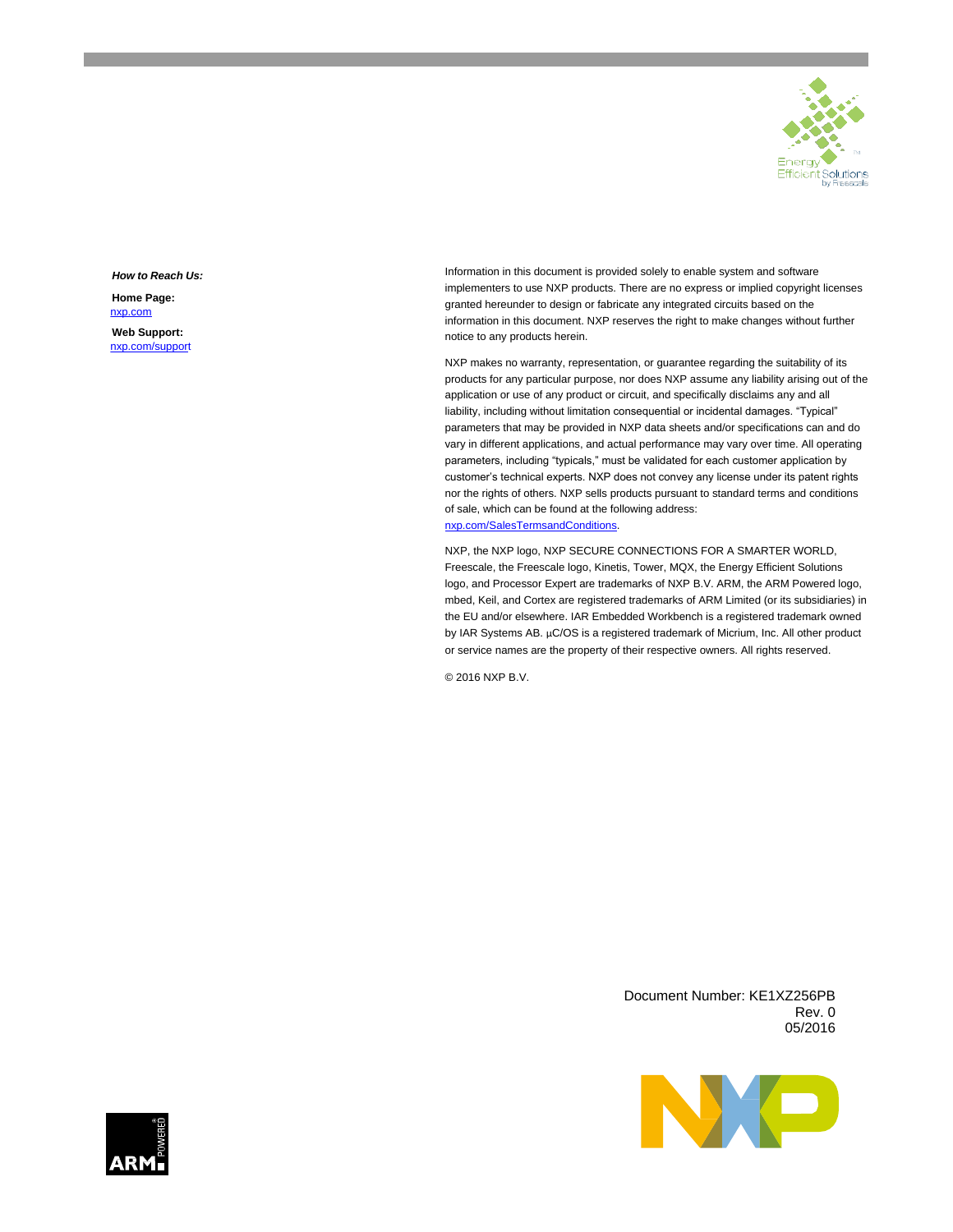***How to Reach Us:***

**Home Page:**
nxp.com

**Web Support:**
nxp.com/support

Information in this document is provided solely to enable system and software implementers to use NXP products. There are no express or implied copyright licenses granted hereunder to design or fabricate any integrated circuits based on the information in this document. NXP reserves the right to make changes without further notice to any products herein.

NXP makes no warranty, representation, or guarantee regarding the suitability of its products for any particular purpose, nor does NXP assume any liability arising out of the application or use of any product or circuit, and specifically disclaims any and all liability, including without limitation consequential or incidental damages. “Typical” parameters that may be provided in NXP data sheets and/or specifications can and do vary in different applications, and actual performance may vary over time. All operating parameters, including “typicals,” must be validated for each customer application by customer’s technical experts. NXP does not convey any license under its patent rights nor the rights of others. NXP sells products pursuant to standard terms and conditions of sale, which can be found at the following address: nxp.com/SalesTermsandConditions.

NXP, the NXP logo, NXP SECURE CONNECTIONS FOR A SMARTER WORLD, Freescale, the Freescale logo, Kinetis, Tower, MQX, the Energy Efficient Solutions logo, and Processor Expert are trademarks of NXP B.V. ARM, the ARM Powered logo, mbed, Keil, and Cortex are registered trademarks of ARM Limited (or its subsidiaries) in the EU and/or elsewhere. IAR Embedded Workbench is a registered trademark owned by IAR Systems AB. µC/OS is a registered trademark of Micrium, Inc. All other product or service names are the property of their respective owners. All rights reserved.

© 2016 NXP B.V.

Document Number: KE1XZ256PB
Rev. 0
05/2016